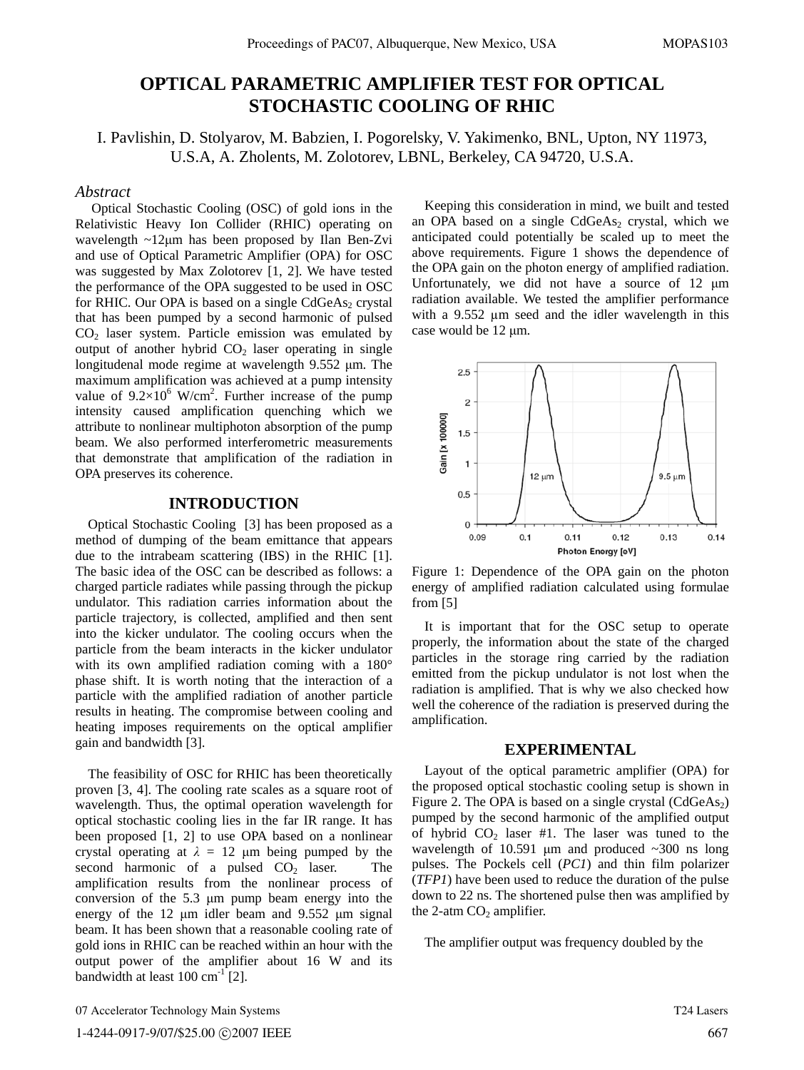# OPTICAL PARAMETRIC AMPLIFIER TEST FOR OPTICAL STOCHASTIC COOLING OF RHIC

I. Pavlishin, D. Stolyarov, M. Babzien, I. Pogorelsky, V. Yakimenko, BNL, Upton, NY 11973, U.S.A, A. Zholents, M. Zolotorev, LBNL, Berkeley, CA 94720, U.S.A.

## *Abstract*

Optical Stochastic Cooling (OSC) of gold ions in the Relativistic Heavy Ion Collider (RHIC) operating on wavelength ~12μm has been proposed by Ilan Ben-Zvi and use of Optical Parametric Amplifier (OPA) for OSC was suggested by Max Zolotorev [1, 2]. We have tested the performance of the OPA suggested to be used in OSC for RHIC. Our OPA is based on a single $CdGeAs_2$ crystal that has been pumped by a second harmonic of pulsed $CO_2$ laser system. Particle emission was emulated by output of another hybrid $CO_2$ laser operating in single longitudenal mode regime at wavelength 9.552 μm. The maximum amplification was achieved at a pump intensity value of $9.2\times10^6$ W/cm$^2$. Further increase of the pump intensity caused amplification quenching which we attribute to nonlinear multiphoton absorption of the pump beam. We also performed interferometric measurements that demonstrate that amplification of the radiation in OPA preserves its coherence.

## INTRODUCTION

Optical Stochastic Cooling [3] has been proposed as a method of dumping of the beam emittance that appears due to the intrabeam scattering (IBS) in the RHIC [1]. The basic idea of the OSC can be described as follows: a charged particle radiates while passing through the pickup undulator. This radiation carries information about the particle trajectory, is collected, amplified and then sent into the kicker undulator. The cooling occurs when the particle from the beam interacts in the kicker undulator with its own amplified radiation coming with a 180° phase shift. It is worth noting that the interaction of a particle with the amplified radiation of another particle results in heating. The compromise between cooling and heating imposes requirements on the optical amplifier gain and bandwidth [3].

The feasibility of OSC for RHIC has been theoretically proven [3, 4]. The cooling rate scales as a square root of wavelength. Thus, the optimal operation wavelength for optical stochastic cooling lies in the far IR range. It has been proposed [1, 2] to use OPA based on a nonlinear crystal operating at $\lambda$ = 12 μm being pumped by the second harmonic of a pulsed $CO_2$ laser. The amplification results from the nonlinear process of conversion of the 5.3 μm pump beam energy into the energy of the 12 μm idler beam and 9.552 μm signal beam. It has been shown that a reasonable cooling rate of gold ions in RHIC can be reached within an hour with the output power of the amplifier about 16 W and its bandwidth at least 100 cm$^{-1}$ [2].

Keeping this consideration in mind, we built and tested an OPA based on a single $CdGeAs_2$ crystal, which we anticipated could potentially be scaled up to meet the above requirements. Figure 1 shows the dependence of the OPA gain on the photon energy of amplified radiation. Unfortunately, we did not have a source of 12 μm radiation available. We tested the amplifier performance with a 9.552 μm seed and the idler wavelength in this case would be 12 μm.

Figure 1: Dependence of the OPA gain on the photon energy of amplified radiation calculated using formulae from [5]

It is important that for the OSC setup to operate properly, the information about the state of the charged particles in the storage ring carried by the radiation emitted from the pickup undulator is not lost when the radiation is amplified. That is why we also checked how well the coherence of the radiation is preserved during the amplification.

## EXPERIMENTAL

Layout of the optical parametric amplifier (OPA) for the proposed optical stochastic cooling setup is shown in Figure 2. The OPA is based on a single crystal ($CdGeAs_2$) pumped by the second harmonic of the amplified output of hybrid $CO_2$ laser #1. The laser was tuned to the wavelength of 10.591 μm and produced ~300 ns long pulses. The Pockels cell (*PC1*) and thin film polarizer (*TFP1*) have been used to reduce the duration of the pulse down to 22 ns. The shortened pulse then was amplified by the 2-atm $CO_2$ amplifier.

The amplifier output was frequency doubled by the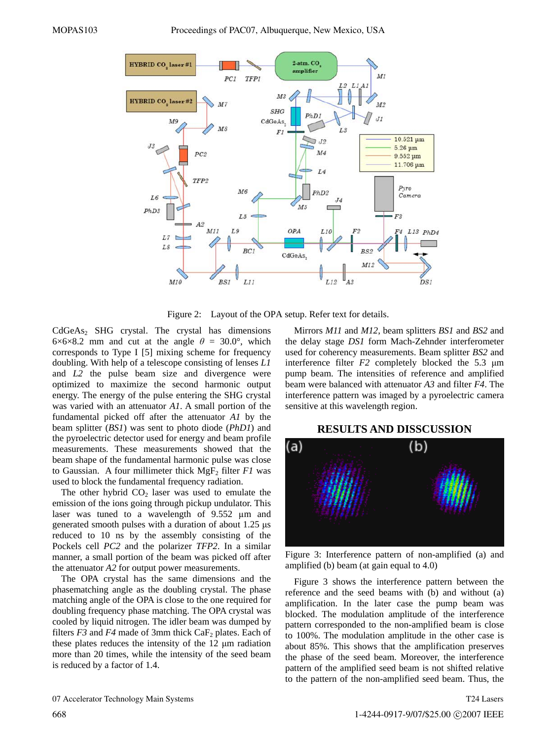Figure 2: Layout of the OPA setup. Refer text for details.

$CdGeAs_2$ SHG crystal. The crystal has dimensions 6×6×8.2 mm and cut at the angle $\theta$ = 30.0°, which corresponds to Type I [5] mixing scheme for frequency doubling. With help of a telescope consisting of lenses *L1* and *L2* the pulse beam size and divergence were optimized to maximize the second harmonic output energy. The energy of the pulse entering the SHG crystal was varied with an attenuator *A1*. A small portion of the fundamental picked off after the attenuator *A1* by the beam splitter (*BS1*) was sent to photo diode (*PhD1*) and the pyroelectric detector used for energy and beam profile measurements. These measurements showed that the beam shape of the fundamental harmonic pulse was close to Gaussian. A four millimeter thick $MgF_2$ filter *F1* was used to block the fundamental frequency radiation.

The other hybrid $CO_2$ laser was used to emulate the emission of the ions going through pickup undulator. This laser was tuned to a wavelength of 9.552 μm and generated smooth pulses with a duration of about 1.25 μs reduced to 10 ns by the assembly consisting of the Pockels cell *PC2* and the polarizer *TFP2*. In a similar manner, a small portion of the beam was picked off after the attenuator *A2* for output power measurements.

The OPA crystal has the same dimensions and the phasematching angle as the doubling crystal. The phase matching angle of the OPA is close to the one required for doubling frequency phase matching. The OPA crystal was cooled by liquid nitrogen. The idler beam was dumped by filters *F3* and *F4* made of 3mm thick $CaF_2$ plates. Each of these plates reduces the intensity of the 12 μm radiation more than 20 times, while the intensity of the seed beam is reduced by a factor of 1.4.

Mirrors *M11* and *M12*, beam splitters *BS1* and *BS2* and the delay stage *DS1* form Mach-Zehnder interferometer used for coherency measurements. Beam splitter *BS2* and interference filter *F2* completely blocked the 5.3 μm pump beam. The intensities of reference and amplified beam were balanced with attenuator *A3* and filter *F4*. The interference pattern was imaged by a pyroelectric camera sensitive at this wavelength region.

## RESULTS AND DISSCUSSION

Figure 3: Interference pattern of non-amplified (a) and amplified (b) beam (at gain equal to 4.0)

Figure 3 shows the interference pattern between the reference and the seed beams with (b) and without (a) amplification. In the later case the pump beam was blocked. The modulation amplitude of the interference pattern corresponded to the non-amplified beam is close to 100%. The modulation amplitude in the other case is about 85%. This shows that the amplification preserves the phase of the seed beam. Moreover, the interference pattern of the amplified seed beam is not shifted relative to the pattern of the non-amplified seed beam. Thus, the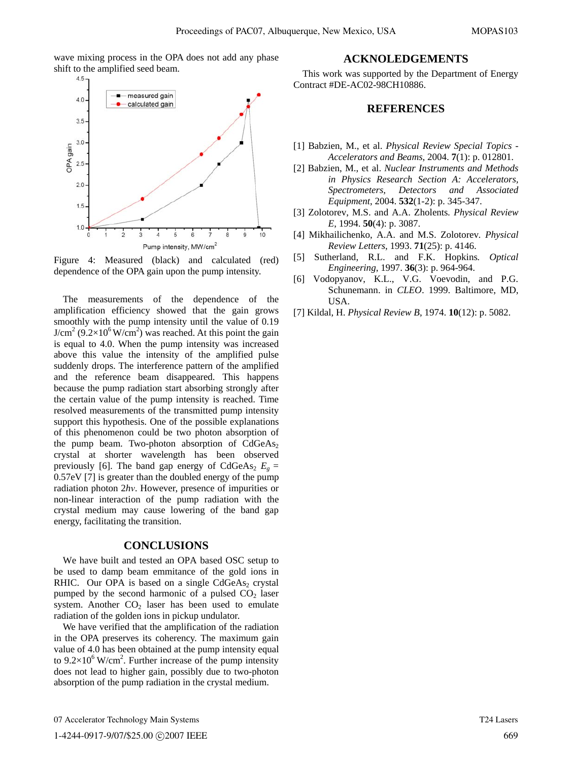wave mixing process in the OPA does not add any phase shift to the amplified seed beam.

4.5
4.0
3.5
3.0
2.5
2.0
1.5
1.0
OPA gain
0 1 2 3 4 5 6 7 8 9 10
Pump intensity, MW/cm$^2$
measured gain
calculated gain

Figure 4: Measured (black) and calculated (red) dependence of the OPA gain upon the pump intensity.

The measurements of the dependence of the amplification efficiency showed that the gain grows smoothly with the pump intensity until the value of 0.19 J/cm$^2$ ($9.2\times10^6$ W/cm$^2$) was reached. At this point the gain is equal to 4.0. When the pump intensity was increased above this value the intensity of the amplified pulse suddenly drops. The interference pattern of the amplified and the reference beam disappeared. This happens because the pump radiation start absorbing strongly after the certain value of the pump intensity is reached. Time resolved measurements of the transmitted pump intensity support this hypothesis. One of the possible explanations of this phenomenon could be two photon absorption of the pump beam. Two-photon absorption of $CdGeAs_2$ crystal at shorter wavelength has been observed previously [6]. The band gap energy of $CdGeAs_2$ $E_g$ = 0.57eV [7] is greater than the doubled energy of the pump radiation photon $2h\nu$. However, presence of impurities or non-linear interaction of the pump radiation with the crystal medium may cause lowering of the band gap energy, facilitating the transition.

## CONCLUSIONS

We have built and tested an OPA based OSC setup to be used to damp beam emmitance of the gold ions in RHIC. Our OPA is based on a single $CdGeAs_2$ crystal pumped by the second harmonic of a pulsed $CO_2$ laser system. Another $CO_2$ laser has been used to emulate radiation of the golden ions in pickup undulator.

We have verified that the amplification of the radiation in the OPA preserves its coherency. The maximum gain value of 4.0 has been obtained at the pump intensity equal to $9.2\times10^6$ W/cm$^2$. Further increase of the pump intensity does not lead to higher gain, possibly due to two-photon absorption of the pump radiation in the crystal medium.

## ACKNOLEDGEMENTS

This work was supported by the Department of Energy Contract #DE-AC02-98CH10886.

## REFERENCES

[1] Babzien, M., et al. *Physical Review Special Topics - Accelerators and Beams*, 2004. **7**(1): p. 012801.

[2] Babzien, M., et al. *Nuclear Instruments and Methods in Physics Research Section A: Accelerators, Spectrometers, Detectors and Associated Equipment*, 2004. **532**(1-2): p. 345-347.

[3] Zolotorev, M.S. and A.A. Zholents. *Physical Review E*, 1994. **50**(4): p. 3087.

[4] Mikhailichenko, A.A. and M.S. Zolotorev. *Physical Review Letters*, 1993. **71**(25): p. 4146.

[5] Sutherland, R.L. and F.K. Hopkins. *Optical Engineering*, 1997. **36**(3): p. 964-964.

[6] Vodopyanov, K.L., V.G. Voevodin, and P.G. Schunemann. in *CLEO*. 1999. Baltimore, MD, USA.

[7] Kildal, H. *Physical Review B*, 1974. **10**(12): p. 5082.